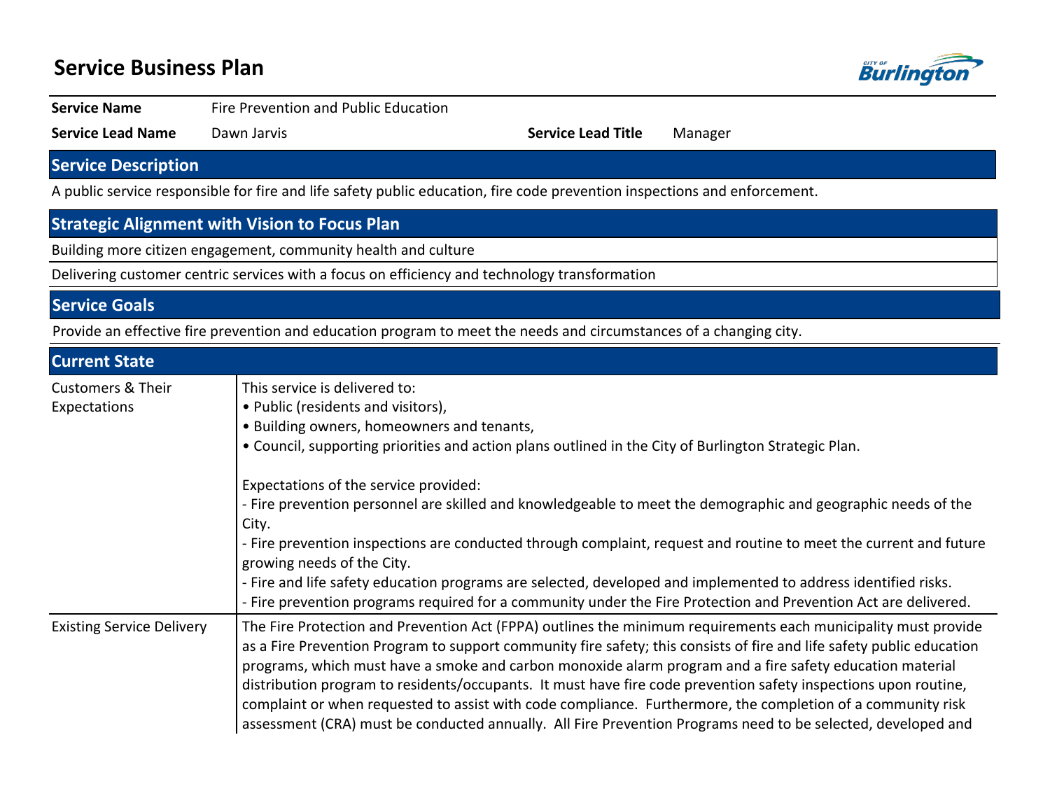# Service Business Plan

| | | | |
|---|---|---|---|
| **Service Name** | Fire Prevention and Public Education | | |
| **Service Lead Name** | Dawn Jarvis | **Service Lead Title** | Manager |

## Service Description

A public service responsible for fire and life safety public education, fire code prevention inspections and enforcement.

## Strategic Alignment with Vision to Focus Plan

Building more citizen engagement, community health and culture

Delivering customer centric services with a focus on efficiency and technology transformation

## Service Goals

Provide an effective fire prevention and education program to meet the needs and circumstances of a changing city.

## Current State

| | |
|---|---|
| Customers & Their Expectations | This service is delivered to:<br>• Public (residents and visitors),<br>• Building owners, homeowners and tenants,<br>• Council, supporting priorities and action plans outlined in the City of Burlington Strategic Plan.<br><br>Expectations of the service provided:<br>- Fire prevention personnel are skilled and knowledgeable to meet the demographic and geographic needs of the City.<br>- Fire prevention inspections are conducted through complaint, request and routine to meet the current and future growing needs of the City.<br>- Fire and life safety education programs are selected, developed and implemented to address identified risks.<br>- Fire prevention programs required for a community under the Fire Protection and Prevention Act are delivered. |
| Existing Service Delivery | The Fire Protection and Prevention Act (FPPA) outlines the minimum requirements each municipality must provide as a Fire Prevention Program to support community fire safety; this consists of fire and life safety public education programs, which must have a smoke and carbon monoxide alarm program and a fire safety education material distribution program to residents/occupants. It must have fire code prevention safety inspections upon routine, complaint or when requested to assist with code compliance. Furthermore, the completion of a community risk assessment (CRA) must be conducted annually. All Fire Prevention Programs need to be selected, developed and |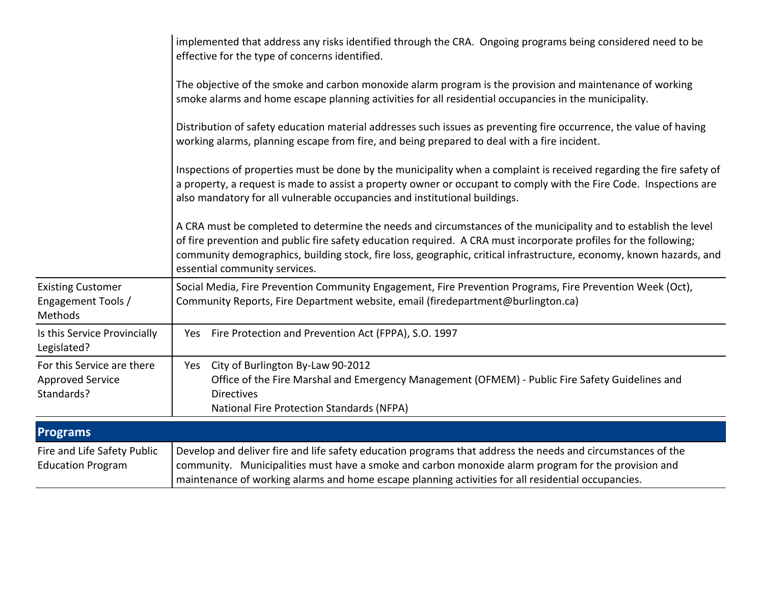| | |
|---|---|
| | implemented that address any risks identified through the CRA. Ongoing programs being considered need to be effective for the type of concerns identified.<br><br>The objective of the smoke and carbon monoxide alarm program is the provision and maintenance of working smoke alarms and home escape planning activities for all residential occupancies in the municipality.<br><br>Distribution of safety education material addresses such issues as preventing fire occurrence, the value of having working alarms, planning escape from fire, and being prepared to deal with a fire incident.<br><br>Inspections of properties must be done by the municipality when a complaint is received regarding the fire safety of a property, a request is made to assist a property owner or occupant to comply with the Fire Code. Inspections are also mandatory for all vulnerable occupancies and institutional buildings.<br><br>A CRA must be completed to determine the needs and circumstances of the municipality and to establish the level of fire prevention and public fire safety education required. A CRA must incorporate profiles for the following; community demographics, building stock, fire loss, geographic, critical infrastructure, economy, known hazards, and essential community services. |
| Existing Customer Engagement Tools / Methods | Social Media, Fire Prevention Community Engagement, Fire Prevention Programs, Fire Prevention Week (Oct), Community Reports, Fire Department website, email (firedepartment@burlington.ca) |
| Is this Service Provincially Legislated? | Yes Fire Protection and Prevention Act (FPPA), S.O. 1997 |
| For this Service are there Approved Service Standards? | Yes City of Burlington By-Law 90-2012<br>Office of the Fire Marshal and Emergency Management (OFMEM) - Public Fire Safety Guidelines and Directives<br>National Fire Protection Standards (NFPA) |

## Programs

| | |
|---|---|
| Fire and Life Safety Public Education Program | Develop and deliver fire and life safety education programs that address the needs and circumstances of the community. Municipalities must have a smoke and carbon monoxide alarm program for the provision and maintenance of working alarms and home escape planning activities for all residential occupancies. |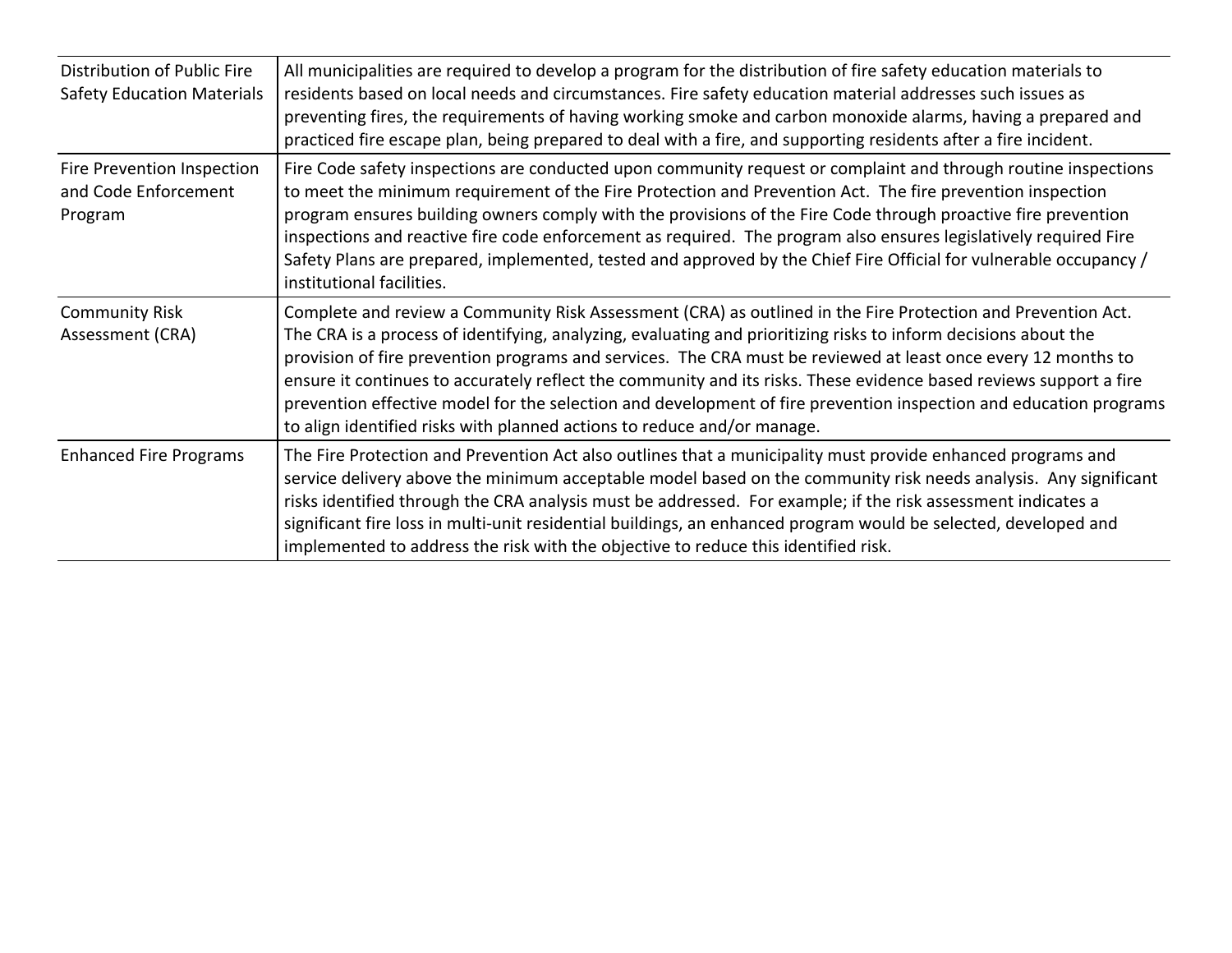| | |
|---|---|
| Distribution of Public Fire Safety Education Materials | All municipalities are required to develop a program for the distribution of fire safety education materials to residents based on local needs and circumstances. Fire safety education material addresses such issues as preventing fires, the requirements of having working smoke and carbon monoxide alarms, having a prepared and practiced fire escape plan, being prepared to deal with a fire, and supporting residents after a fire incident. |
| Fire Prevention Inspection and Code Enforcement Program | Fire Code safety inspections are conducted upon community request or complaint and through routine inspections to meet the minimum requirement of the Fire Protection and Prevention Act. The fire prevention inspection program ensures building owners comply with the provisions of the Fire Code through proactive fire prevention inspections and reactive fire code enforcement as required. The program also ensures legislatively required Fire Safety Plans are prepared, implemented, tested and approved by the Chief Fire Official for vulnerable occupancy / institutional facilities. |
| Community Risk Assessment (CRA) | Complete and review a Community Risk Assessment (CRA) as outlined in the Fire Protection and Prevention Act. The CRA is a process of identifying, analyzing, evaluating and prioritizing risks to inform decisions about the provision of fire prevention programs and services. The CRA must be reviewed at least once every 12 months to ensure it continues to accurately reflect the community and its risks. These evidence based reviews support a fire prevention effective model for the selection and development of fire prevention inspection and education programs to align identified risks with planned actions to reduce and/or manage. |
| Enhanced Fire Programs | The Fire Protection and Prevention Act also outlines that a municipality must provide enhanced programs and service delivery above the minimum acceptable model based on the community risk needs analysis. Any significant risks identified through the CRA analysis must be addressed. For example; if the risk assessment indicates a significant fire loss in multi-unit residential buildings, an enhanced program would be selected, developed and implemented to address the risk with the objective to reduce this identified risk. |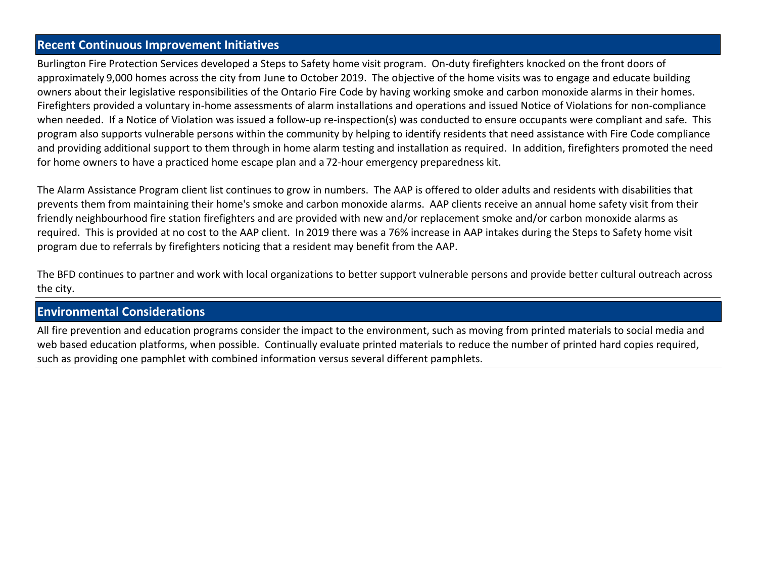## Recent Continuous Improvement Initiatives

Burlington Fire Protection Services developed a Steps to Safety home visit program. On-duty firefighters knocked on the front doors of approximately 9,000 homes across the city from June to October 2019. The objective of the home visits was to engage and educate building owners about their legislative responsibilities of the Ontario Fire Code by having working smoke and carbon monoxide alarms in their homes. Firefighters provided a voluntary in-home assessments of alarm installations and operations and issued Notice of Violations for non-compliance when needed. If a Notice of Violation was issued a follow-up re-inspection(s) was conducted to ensure occupants were compliant and safe. This program also supports vulnerable persons within the community by helping to identify residents that need assistance with Fire Code compliance and providing additional support to them through in home alarm testing and installation as required. In addition, firefighters promoted the need for home owners to have a practiced home escape plan and a 72-hour emergency preparedness kit.

The Alarm Assistance Program client list continues to grow in numbers. The AAP is offered to older adults and residents with disabilities that prevents them from maintaining their home's smoke and carbon monoxide alarms. AAP clients receive an annual home safety visit from their friendly neighbourhood fire station firefighters and are provided with new and/or replacement smoke and/or carbon monoxide alarms as required. This is provided at no cost to the AAP client. In 2019 there was a 76% increase in AAP intakes during the Steps to Safety home visit program due to referrals by firefighters noticing that a resident may benefit from the AAP.

The BFD continues to partner and work with local organizations to better support vulnerable persons and provide better cultural outreach across the city.

## Environmental Considerations

All fire prevention and education programs consider the impact to the environment, such as moving from printed materials to social media and web based education platforms, when possible. Continually evaluate printed materials to reduce the number of printed hard copies required, such as providing one pamphlet with combined information versus several different pamphlets.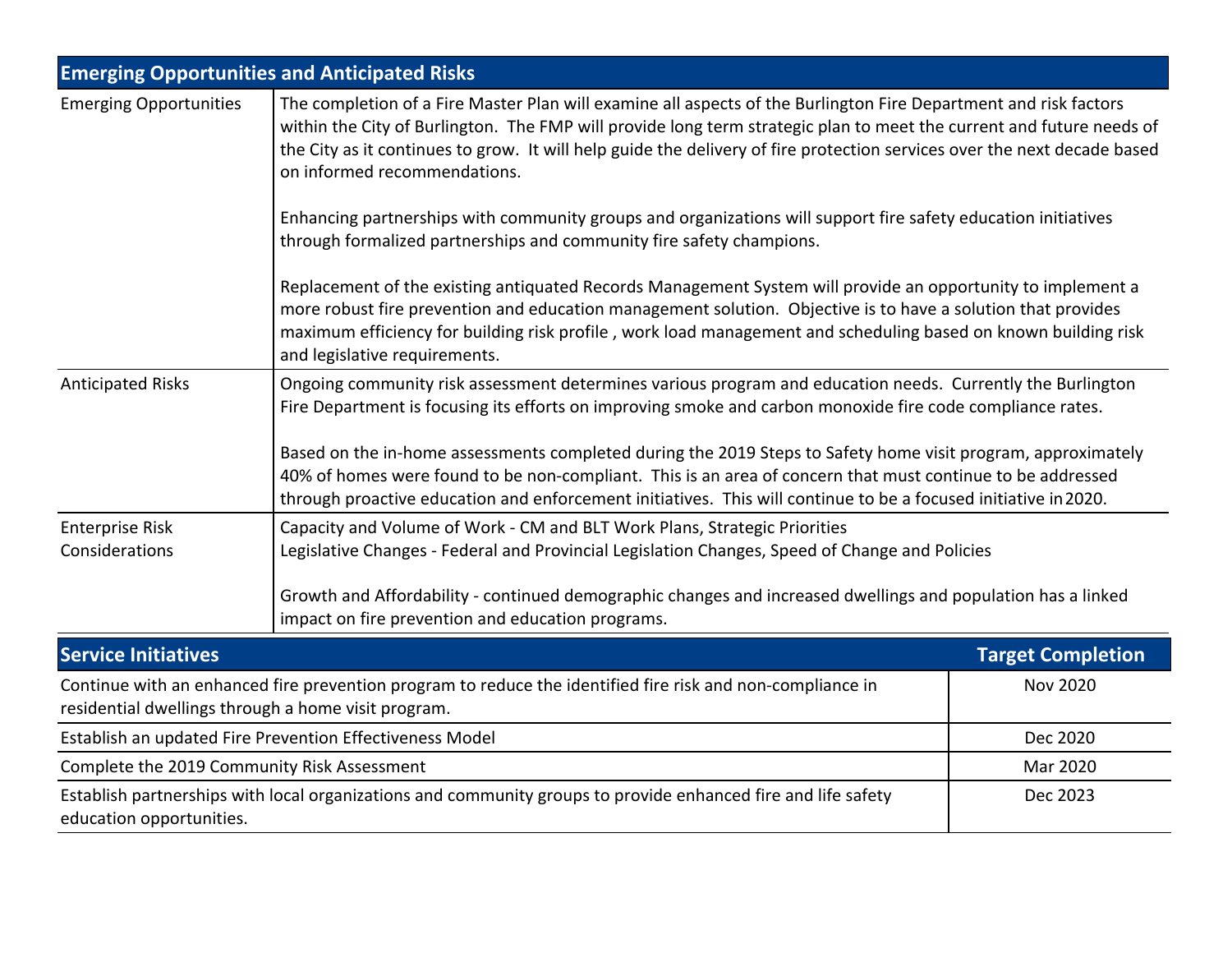| Emerging Opportunities and Anticipated Risks | |
|---|---|
| Emerging Opportunities | The completion of a Fire Master Plan will examine all aspects of the Burlington Fire Department and risk factors within the City of Burlington. The FMP will provide long term strategic plan to meet the current and future needs of the City as it continues to grow. It will help guide the delivery of fire protection services over the next decade based on informed recommendations.<br><br>Enhancing partnerships with community groups and organizations will support fire safety education initiatives through formalized partnerships and community fire safety champions.<br><br>Replacement of the existing antiquated Records Management System will provide an opportunity to implement a more robust fire prevention and education management solution. Objective is to have a solution that provides maximum efficiency for building risk profile , work load management and scheduling based on known building risk and legislative requirements. |
| Anticipated Risks | Ongoing community risk assessment determines various program and education needs. Currently the Burlington Fire Department is focusing its efforts on improving smoke and carbon monoxide fire code compliance rates.<br><br>Based on the in-home assessments completed during the 2019 Steps to Safety home visit program, approximately 40% of homes were found to be non-compliant. This is an area of concern that must continue to be addressed through proactive education and enforcement initiatives. This will continue to be a focused initiative in 2020. |
| Enterprise Risk Considerations | Capacity and Volume of Work - CM and BLT Work Plans, Strategic Priorities<br>Legislative Changes - Federal and Provincial Legislation Changes, Speed of Change and Policies<br><br>Growth and Affordability - continued demographic changes and increased dwellings and population has a linked impact on fire prevention and education programs. |

| Service Initiatives | Target Completion |
|---|---|
| Continue with an enhanced fire prevention program to reduce the identified fire risk and non-compliance in residential dwellings through a home visit program. | Nov 2020 |
| Establish an updated Fire Prevention Effectiveness Model | Dec 2020 |
| Complete the 2019 Community Risk Assessment | Mar 2020 |
| Establish partnerships with local organizations and community groups to provide enhanced fire and life safety education opportunities. | Dec 2023 |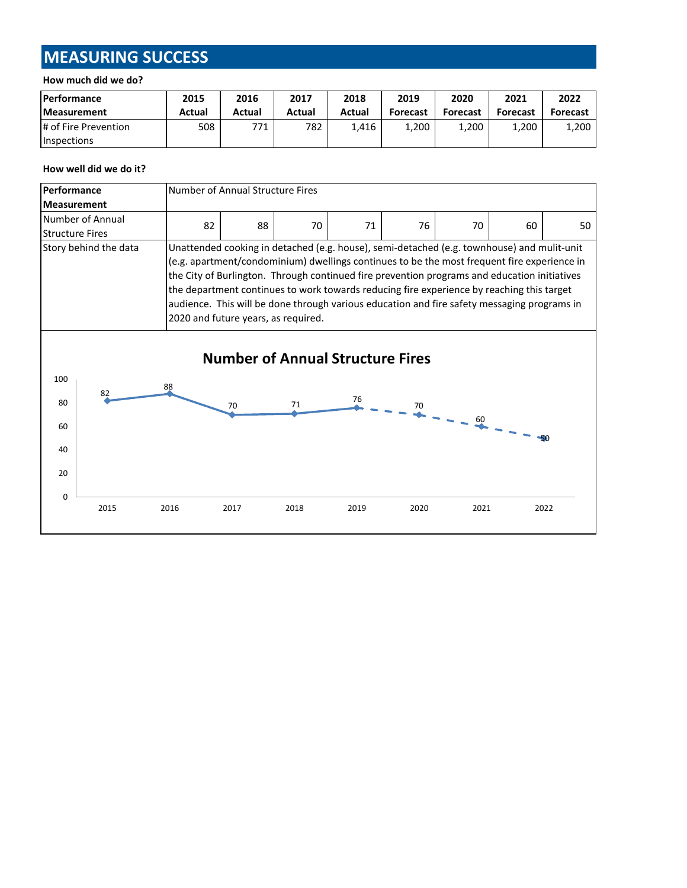# MEASURING SUCCESS

**How much did we do?**

| Performance Measurement | 2015 Actual | 2016 Actual | 2017 Actual | 2018 Actual | 2019 Forecast | 2020 Forecast | 2021 Forecast | 2022 Forecast |
|---|---|---|---|---|---|---|---|---|
| # of Fire Prevention Inspections | 508 | 771 | 782 | 1,416 | 1,200 | 1,200 | 1,200 | 1,200 |

**How well did we do it?**

| Performance Measurement | Number of Annual Structure Fires | | | | | | | |
|---|---|---|---|---|---|---|---|---|
| Number of Annual Structure Fires | 82 | 88 | 70 | 71 | 76 | 70 | 60 | 50 |
| Story behind the data | Unattended cooking in detached (e.g. house), semi-detached (e.g. townhouse) and mulit-unit (e.g. apartment/condominium) dwellings continues to be the most frequent fire experience in the City of Burlington. Through continued fire prevention programs and education initiatives the department continues to work towards reducing fire experience by reaching this target audience. This will be done through various education and fire safety messaging programs in 2020 and future years, as required. | | | | | | | |

**Number of Annual Structure Fires**

| Year | 2015 | 2016 | 2017 | 2018 | 2019 | 2020 | 2021 | 2022 |
|---|---|---|---|---|---|---|---|---|
| Number of Annual Structure Fires | 82 | 88 | 70 | 71 | 76 | 70 | 60 | 50 |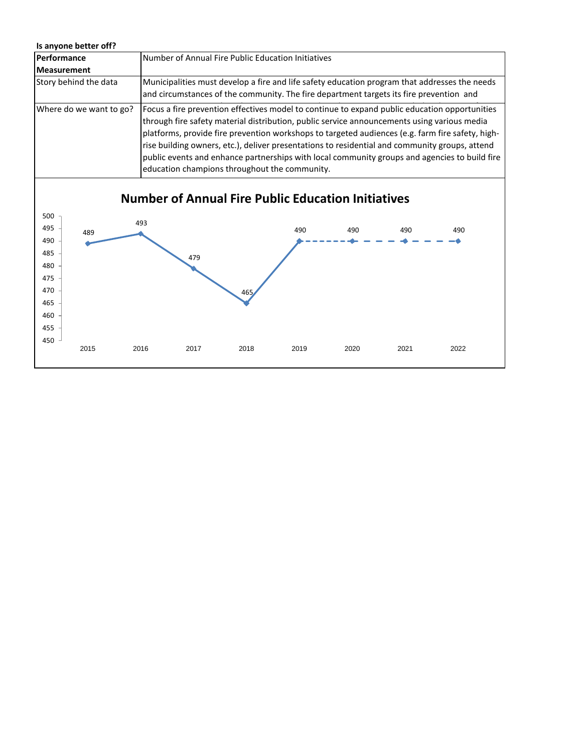**Is anyone better off?**

| | |
|---|---|
| **Performance Measurement** | Number of Annual Fire Public Education Initiatives |
| Story behind the data | Municipalities must develop a fire and life safety education program that addresses the needs and circumstances of the community. The fire department targets its fire prevention and |
| Where do we want to go? | Focus a fire prevention effectives model to continue to expand public education opportunities through fire safety material distribution, public service announcements using various media platforms, provide fire prevention workshops to targeted audiences (e.g. farm fire safety, high-rise building owners, etc.), deliver presentations to residential and community groups, attend public events and enhance partnerships with local community groups and agencies to build fire education champions throughout the community. |

**Number of Annual Fire Public Education Initiatives**

500
495
490
485
480
475
470
465
460
455
450

489
493
479
465
490
490
490
490

2015
2016
2017
2018
2019
2020
2021
2022